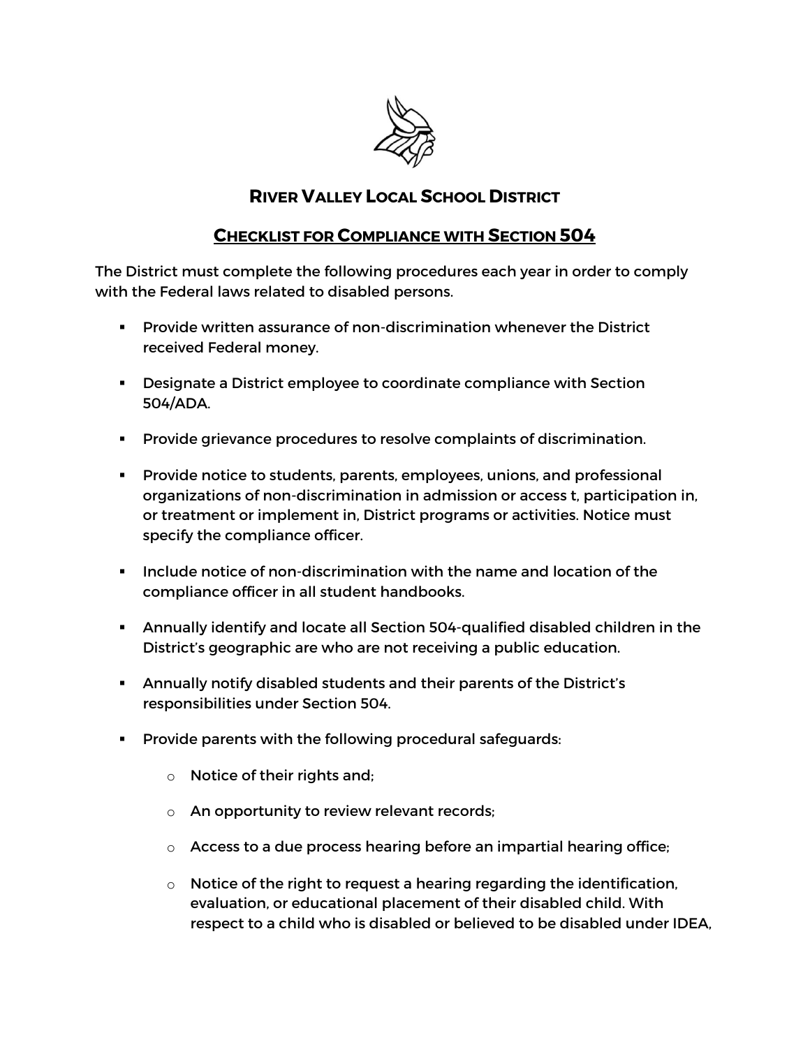# River Valley Local School District

## Checklist for Compliance with Section 504

The District must complete the following procedures each year in order to comply with the Federal laws related to disabled persons.

- Provide written assurance of non-discrimination whenever the District received Federal money.
- Designate a District employee to coordinate compliance with Section 504/ADA.
- Provide grievance procedures to resolve complaints of discrimination.
- Provide notice to students, parents, employees, unions, and professional organizations of non-discrimination in admission or access t, participation in, or treatment or implement in, District programs or activities. Notice must specify the compliance officer.
- Include notice of non-discrimination with the name and location of the compliance officer in all student handbooks.
- Annually identify and locate all Section 504-qualified disabled children in the District's geographic are who are not receiving a public education.
- Annually notify disabled students and their parents of the District's responsibilities under Section 504.
- Provide parents with the following procedural safeguards:
  - Notice of their rights and;
  - An opportunity to review relevant records;
  - Access to a due process hearing before an impartial hearing office;
  - Notice of the right to request a hearing regarding the identification, evaluation, or educational placement of their disabled child. With respect to a child who is disabled or believed to be disabled under IDEA,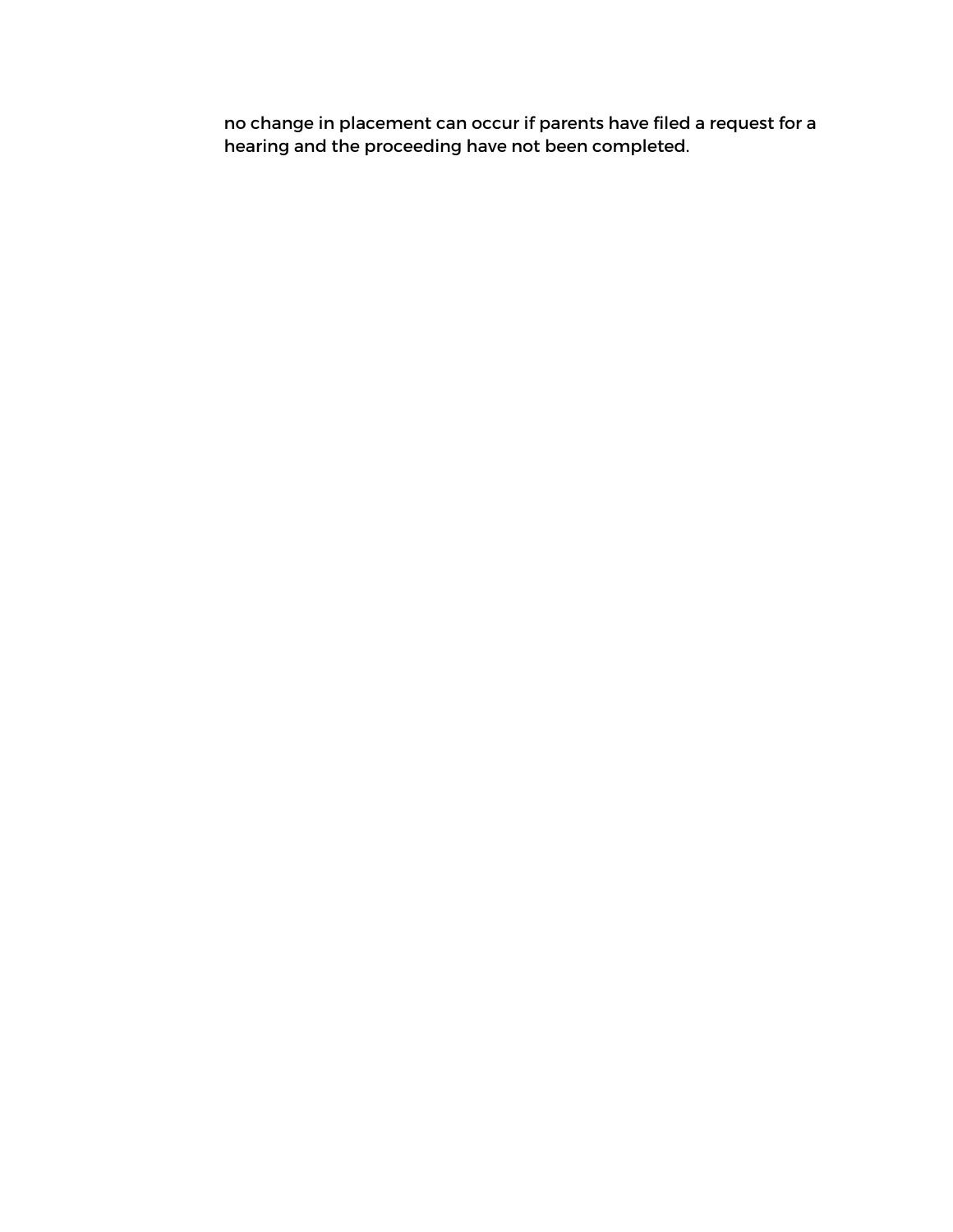no change in placement can occur if parents have filed a request for a hearing and the proceeding have not been completed.